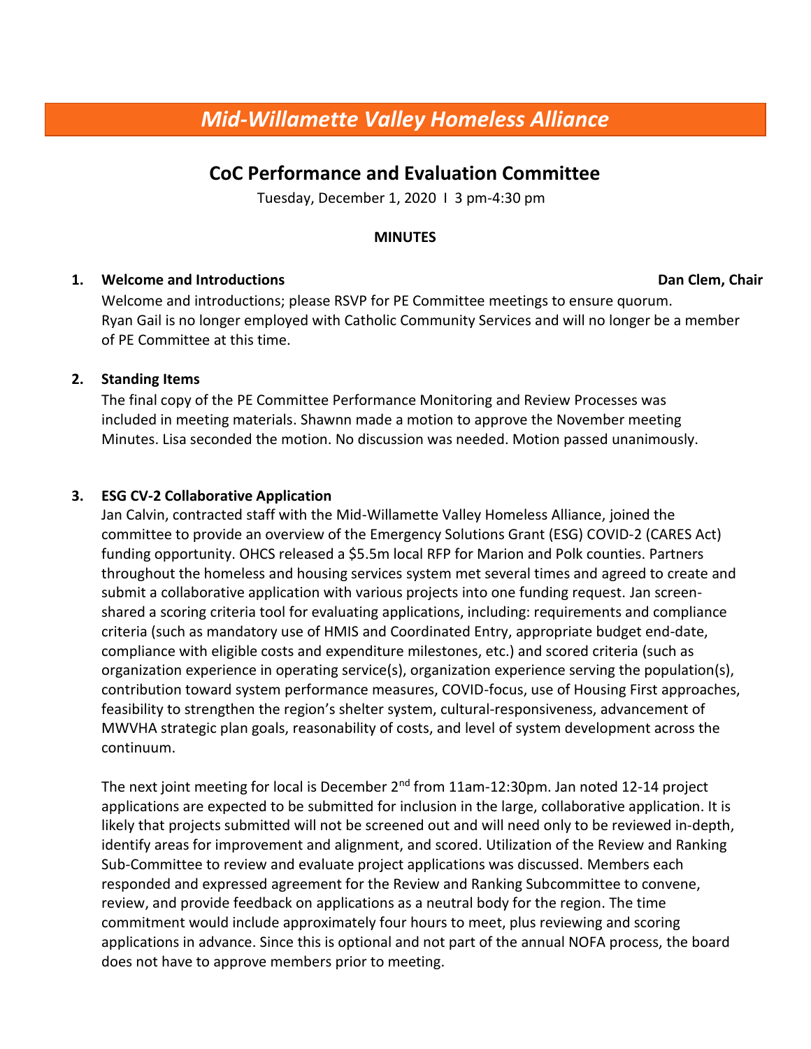# *Mid-Willamette Valley Homeless Alliance*

## CoC Performance and Evaluation Committee

Tuesday, December 1, 2020 I 3 pm-4:30 pm

**MINUTES**

1. **Welcome and Introductions** **Dan Clem, Chair**

   Welcome and introductions; please RSVP for PE Committee meetings to ensure quorum. Ryan Gail is no longer employed with Catholic Community Services and will no longer be a member of PE Committee at this time.

2. **Standing Items**

   The final copy of the PE Committee Performance Monitoring and Review Processes was included in meeting materials. Shawnn made a motion to approve the November meeting Minutes. Lisa seconded the motion. No discussion was needed. Motion passed unanimously.

3. **ESG CV-2 Collaborative Application**

   Jan Calvin, contracted staff with the Mid-Willamette Valley Homeless Alliance, joined the committee to provide an overview of the Emergency Solutions Grant (ESG) COVID-2 (CARES Act) funding opportunity. OHCS released a $5.5m local RFP for Marion and Polk counties. Partners throughout the homeless and housing services system met several times and agreed to create and submit a collaborative application with various projects into one funding request. Jan screen-shared a scoring criteria tool for evaluating applications, including: requirements and compliance criteria (such as mandatory use of HMIS and Coordinated Entry, appropriate budget end-date, compliance with eligible costs and expenditure milestones, etc.) and scored criteria (such as organization experience in operating service(s), organization experience serving the population(s), contribution toward system performance measures, COVID-focus, use of Housing First approaches, feasibility to strengthen the region's shelter system, cultural-responsiveness, advancement of MWVHA strategic plan goals, reasonability of costs, and level of system development across the continuum.

   The next joint meeting for local is December 2nd from 11am-12:30pm. Jan noted 12-14 project applications are expected to be submitted for inclusion in the large, collaborative application. It is likely that projects submitted will not be screened out and will need only to be reviewed in-depth, identify areas for improvement and alignment, and scored. Utilization of the Review and Ranking Sub-Committee to review and evaluate project applications was discussed. Members each responded and expressed agreement for the Review and Ranking Subcommittee to convene, review, and provide feedback on applications as a neutral body for the region. The time commitment would include approximately four hours to meet, plus reviewing and scoring applications in advance. Since this is optional and not part of the annual NOFA process, the board does not have to approve members prior to meeting.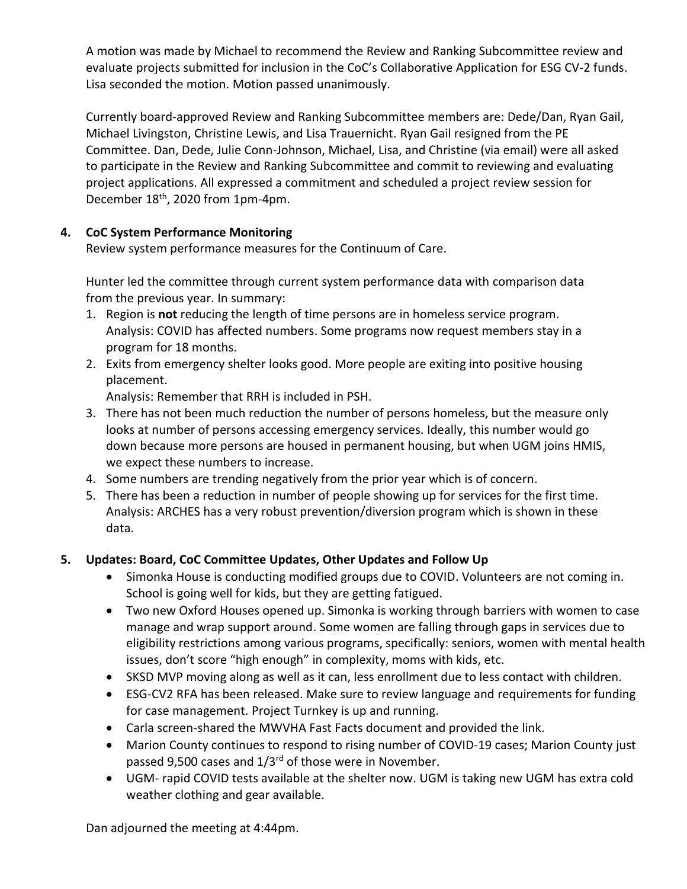A motion was made by Michael to recommend the Review and Ranking Subcommittee review and evaluate projects submitted for inclusion in the CoC's Collaborative Application for ESG CV-2 funds. Lisa seconded the motion. Motion passed unanimously.

Currently board-approved Review and Ranking Subcommittee members are: Dede/Dan, Ryan Gail, Michael Livingston, Christine Lewis, and Lisa Trauernicht. Ryan Gail resigned from the PE Committee. Dan, Dede, Julie Conn-Johnson, Michael, Lisa, and Christine (via email) were all asked to participate in the Review and Ranking Subcommittee and commit to reviewing and evaluating project applications. All expressed a commitment and scheduled a project review session for December 18th, 2020 from 1pm-4pm.

**4. CoC System Performance Monitoring**

Review system performance measures for the Continuum of Care.

Hunter led the committee through current system performance data with comparison data from the previous year. In summary:

1. Region is **not** reducing the length of time persons are in homeless service program. Analysis: COVID has affected numbers. Some programs now request members stay in a program for 18 months.
2. Exits from emergency shelter looks good. More people are exiting into positive housing placement.
   Analysis: Remember that RRH is included in PSH.
3. There has not been much reduction the number of persons homeless, but the measure only looks at number of persons accessing emergency services. Ideally, this number would go down because more persons are housed in permanent housing, but when UGM joins HMIS, we expect these numbers to increase.
4. Some numbers are trending negatively from the prior year which is of concern.
5. There has been a reduction in number of people showing up for services for the first time. Analysis: ARCHES has a very robust prevention/diversion program which is shown in these data.

**5. Updates: Board, CoC Committee Updates, Other Updates and Follow Up**

- Simonka House is conducting modified groups due to COVID. Volunteers are not coming in. School is going well for kids, but they are getting fatigued.
- Two new Oxford Houses opened up. Simonka is working through barriers with women to case manage and wrap support around. Some women are falling through gaps in services due to eligibility restrictions among various programs, specifically: seniors, women with mental health issues, don't score "high enough" in complexity, moms with kids, etc.
- SKSD MVP moving along as well as it can, less enrollment due to less contact with children.
- ESG-CV2 RFA has been released. Make sure to review language and requirements for funding for case management. Project Turnkey is up and running.
- Carla screen-shared the MWVHA Fast Facts document and provided the link.
- Marion County continues to respond to rising number of COVID-19 cases; Marion County just passed 9,500 cases and 1/3rd of those were in November.
- UGM- rapid COVID tests available at the shelter now. UGM is taking new UGM has extra cold weather clothing and gear available.

Dan adjourned the meeting at 4:44pm.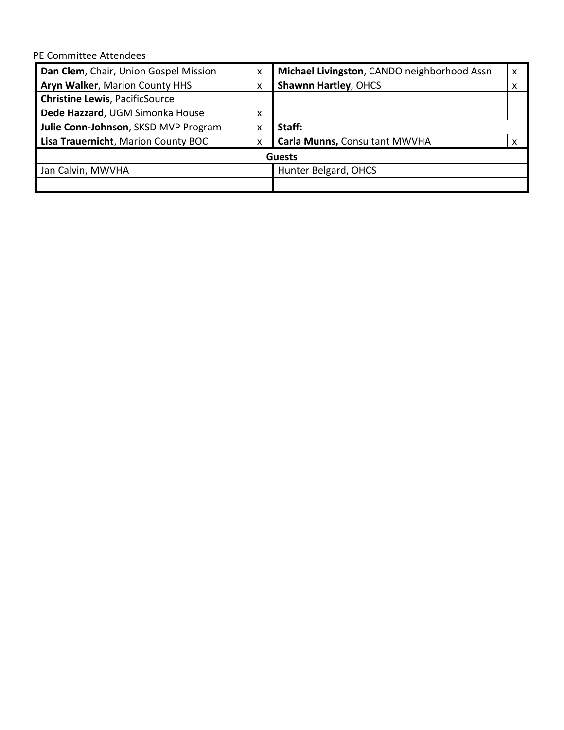PE Committee Attendees

| | | | |
|---|---|---|---|
| **Dan Clem**, Chair, Union Gospel Mission | x | **Michael Livingston**, CANDO neighborhood Assn | x |
| **Aryn Walker**, Marion County HHS | x | **Shawnn Hartley**, OHCS | x |
| **Christine Lewis**, PacificSource | | | |
| **Dede Hazzard**, UGM Simonka House | x | | |
| **Julie Conn-Johnson**, SKSD MVP Program | x | **Staff:** | |
| **Lisa Trauernicht**, Marion County BOC | x | **Carla Munns,** Consultant MWVHA | x |
| **Guests** | | | |
| Jan Calvin, MWVHA | | Hunter Belgard, OHCS | |
| | | | |